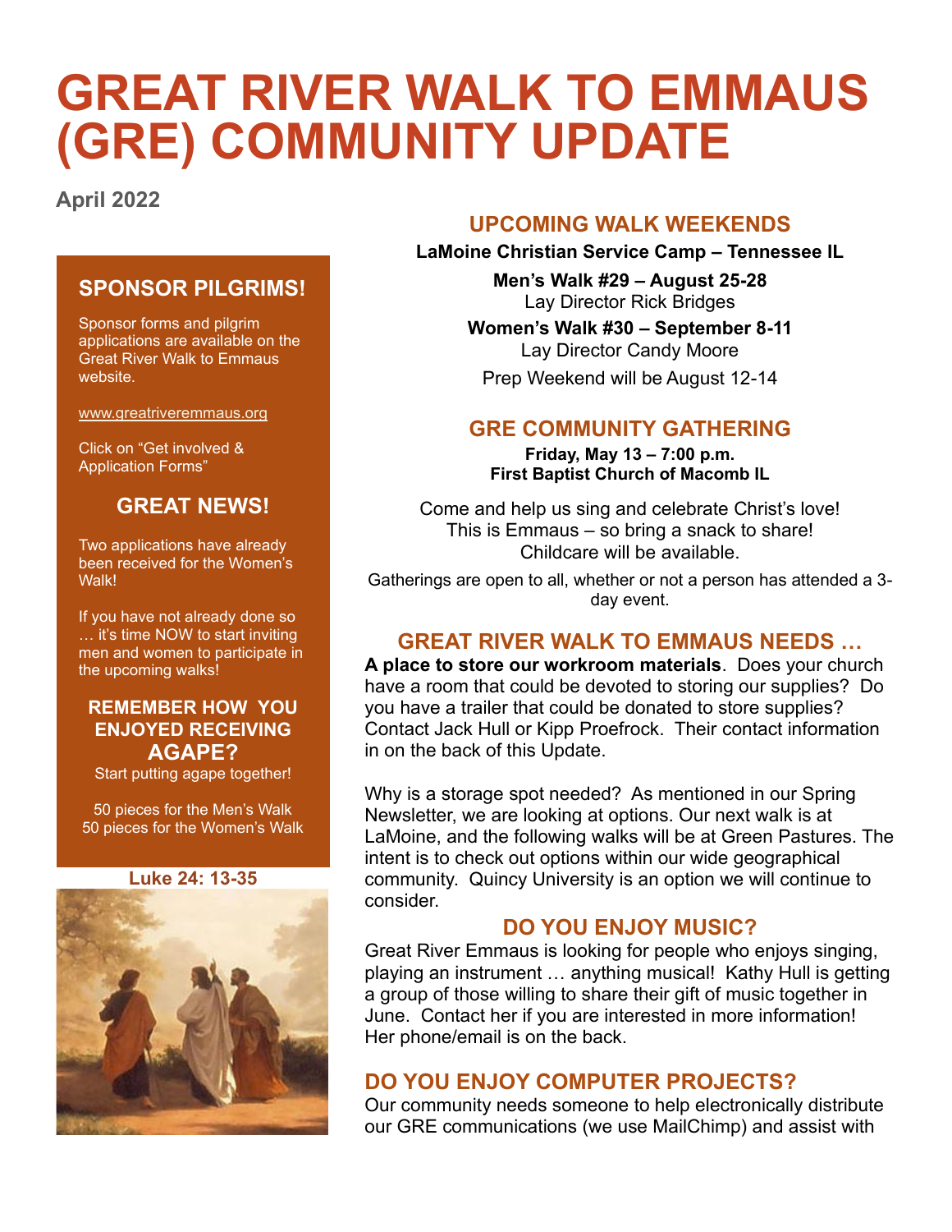# GREAT RIVER WALK TO EMMAUS (GRE) COMMUNITY UPDATE

**April 2022**

## SPONSOR PILGRIMS!

Sponsor forms and pilgrim applications are available on the Great River Walk to Emmaus website.

www.greatriveremmaus.org

Click on "Get involved & Application Forms"

## GREAT NEWS!

Two applications have already been received for the Women's Walk!

If you have not already done so … it's time NOW to start inviting men and women to participate in the upcoming walks!

### REMEMBER HOW YOU ENJOYED RECEIVING AGAPE?

Start putting agape together!

50 pieces for the Men's Walk
50 pieces for the Women's Walk

**Luke 24: 13-35**

## UPCOMING WALK WEEKENDS

**LaMoine Christian Service Camp – Tennessee IL**

**Men's Walk #29 – August 25-28**
Lay Director Rick Bridges

**Women's Walk #30 – September 8-11**
Lay Director Candy Moore

Prep Weekend will be August 12-14

## GRE COMMUNITY GATHERING

**Friday, May 13 – 7:00 p.m.**
**First Baptist Church of Macomb IL**

Come and help us sing and celebrate Christ's love!
This is Emmaus – so bring a snack to share!
Childcare will be available.

Gatherings are open to all, whether or not a person has attended a 3-day event.

## GREAT RIVER WALK TO EMMAUS NEEDS …

**A place to store our workroom materials**. Does your church have a room that could be devoted to storing our supplies? Do you have a trailer that could be donated to store supplies? Contact Jack Hull or Kipp Proefrock. Their contact information in on the back of this Update.

Why is a storage spot needed? As mentioned in our Spring Newsletter, we are looking at options. Our next walk is at LaMoine, and the following walks will be at Green Pastures. The intent is to check out options within our wide geographical community. Quincy University is an option we will continue to consider.

## DO YOU ENJOY MUSIC?

Great River Emmaus is looking for people who enjoys singing, playing an instrument … anything musical! Kathy Hull is getting a group of those willing to share their gift of music together in June. Contact her if you are interested in more information! Her phone/email is on the back.

## DO YOU ENJOY COMPUTER PROJECTS?

Our community needs someone to help electronically distribute our GRE communications (we use MailChimp) and assist with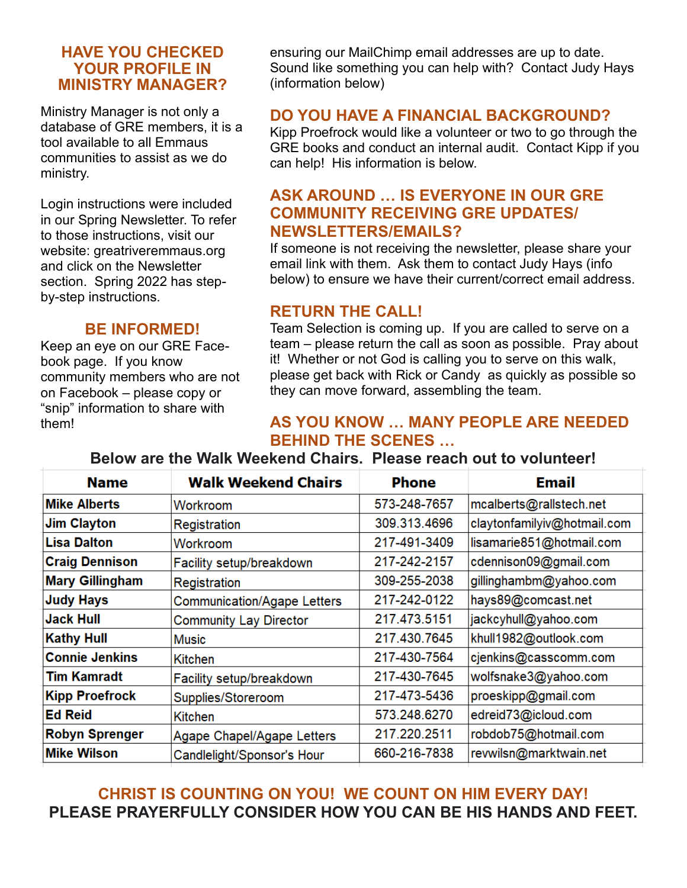## HAVE YOU CHECKED YOUR PROFILE IN MINISTRY MANAGER?

Ministry Manager is not only a database of GRE members, it is a tool available to all Emmaus communities to assist as we do ministry.

Login instructions were included in our Spring Newsletter. To refer to those instructions, visit our website: greatriveremmaus.org and click on the Newsletter section. Spring 2022 has step-by-step instructions.

## BE INFORMED!

Keep an eye on our GRE Facebook page. If you know community members who are not on Facebook – please copy or "snip" information to share with them!

ensuring our MailChimp email addresses are up to date. Sound like something you can help with? Contact Judy Hays (information below)

## DO YOU HAVE A FINANCIAL BACKGROUND?

Kipp Proefrock would like a volunteer or two to go through the GRE books and conduct an internal audit. Contact Kipp if you can help! His information is below.

## ASK AROUND … IS EVERYONE IN OUR GRE COMMUNITY RECEIVING GRE UPDATES/ NEWSLETTERS/EMAILS?

If someone is not receiving the newsletter, please share your email link with them. Ask them to contact Judy Hays (info below) to ensure we have their current/correct email address.

## RETURN THE CALL!

Team Selection is coming up. If you are called to serve on a team – please return the call as soon as possible. Pray about it! Whether or not God is calling you to serve on this walk, please get back with Rick or Candy as quickly as possible so they can move forward, assembling the team.

## AS YOU KNOW … MANY PEOPLE ARE NEEDED BEHIND THE SCENES …

**Below are the Walk Weekend Chairs. Please reach out to volunteer!**

| Name | Walk Weekend Chairs | Phone | Email |
|---|---|---|---|
| **Mike Alberts** | Workroom | 573-248-7657 | mcalberts@rallstech.net |
| **Jim Clayton** | Registration | 309.313.4696 | claytonfamilyiv@hotmail.com |
| **Lisa Dalton** | Workroom | 217-491-3409 | lisamarie851@hotmail.com |
| **Craig Dennison** | Facility setup/breakdown | 217-242-2157 | cdennison09@gmail.com |
| **Mary Gillingham** | Registration | 309-255-2038 | gillinghambm@yahoo.com |
| **Judy Hays** | Communication/Agape Letters | 217-242-0122 | hays89@comcast.net |
| **Jack Hull** | Community Lay Director | 217.473.5151 | jackcyhull@yahoo.com |
| **Kathy Hull** | Music | 217.430.7645 | khull1982@outlook.com |
| **Connie Jenkins** | Kitchen | 217-430-7564 | cjenkins@casscomm.com |
| **Tim Kamradt** | Facility setup/breakdown | 217-430-7645 | wolfsnake3@yahoo.com |
| **Kipp Proefrock** | Supplies/Storeroom | 217-473-5436 | proeskipp@gmail.com |
| **Ed Reid** | Kitchen | 573.248.6270 | edreid73@icloud.com |
| **Robyn Sprenger** | Agape Chapel/Agape Letters | 217.220.2511 | robdob75@hotmail.com |
| **Mike Wilson** | Candlelight/Sponsor's Hour | 660-216-7838 | revwilsn@marktwain.net |

**CHRIST IS COUNTING ON YOU! WE COUNT ON HIM EVERY DAY!**
**PLEASE PRAYERFULLY CONSIDER HOW YOU CAN BE HIS HANDS AND FEET.**